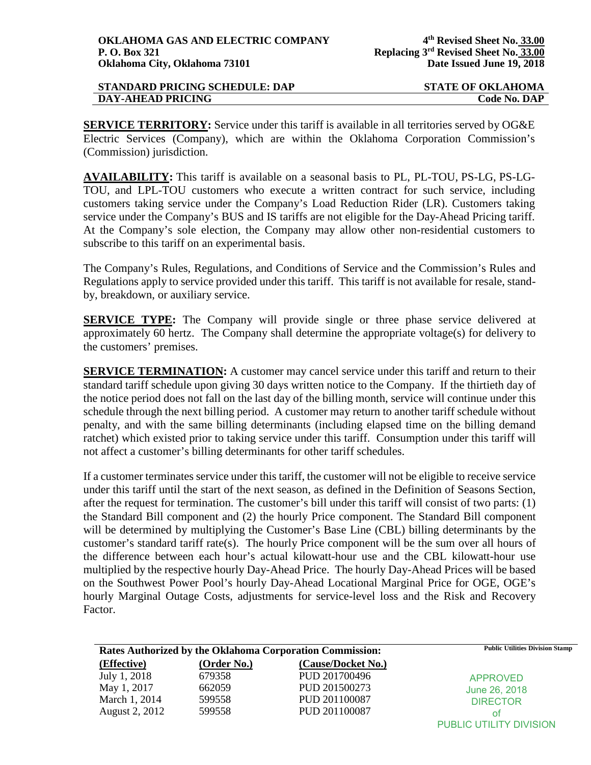**OKLAHOMA GAS AND ELECTRIC COMPANY**
**P. O. Box 321**
**Oklahoma City, Oklahoma 73101**

**4th Revised Sheet No. 33.00**
**Replacing 3rd Revised Sheet No. 33.00**
**Date Issued June 19, 2018**

**STANDARD PRICING SCHEDULE: DAP** — **STATE OF OKLAHOMA**
**DAY-AHEAD PRICING** — **Code No. DAP**

**SERVICE TERRITORY:** Service under this tariff is available in all territories served by OG&E Electric Services (Company), which are within the Oklahoma Corporation Commission's (Commission) jurisdiction.

**AVAILABILITY:** This tariff is available on a seasonal basis to PL, PL-TOU, PS-LG, PS-LG-TOU, and LPL-TOU customers who execute a written contract for such service, including customers taking service under the Company's Load Reduction Rider (LR). Customers taking service under the Company's BUS and IS tariffs are not eligible for the Day-Ahead Pricing tariff. At the Company's sole election, the Company may allow other non-residential customers to subscribe to this tariff on an experimental basis.

The Company's Rules, Regulations, and Conditions of Service and the Commission's Rules and Regulations apply to service provided under this tariff. This tariff is not available for resale, stand-by, breakdown, or auxiliary service.

**SERVICE TYPE:** The Company will provide single or three phase service delivered at approximately 60 hertz. The Company shall determine the appropriate voltage(s) for delivery to the customers' premises.

**SERVICE TERMINATION:** A customer may cancel service under this tariff and return to their standard tariff schedule upon giving 30 days written notice to the Company. If the thirtieth day of the notice period does not fall on the last day of the billing month, service will continue under this schedule through the next billing period. A customer may return to another tariff schedule without penalty, and with the same billing determinants (including elapsed time on the billing demand ratchet) which existed prior to taking service under this tariff. Consumption under this tariff will not affect a customer's billing determinants for other tariff schedules.

If a customer terminates service under this tariff, the customer will not be eligible to receive service under this tariff until the start of the next season, as defined in the Definition of Seasons Section, after the request for termination. The customer's bill under this tariff will consist of two parts: (1) the Standard Bill component and (2) the hourly Price component. The Standard Bill component will be determined by multiplying the Customer's Base Line (CBL) billing determinants by the customer's standard tariff rate(s). The hourly Price component will be the sum over all hours of the difference between each hour's actual kilowatt-hour use and the CBL kilowatt-hour use multiplied by the respective hourly Day-Ahead Price. The hourly Day-Ahead Prices will be based on the Southwest Power Pool's hourly Day-Ahead Locational Marginal Price for OGE, OGE's hourly Marginal Outage Costs, adjustments for service-level loss and the Risk and Recovery Factor.

**Rates Authorized by the Oklahoma Corporation Commission:**

| (Effective) | (Order No.) | (Cause/Docket No.) |
|---|---|---|
| July 1, 2018 | 679358 | PUD 201700496 |
| May 1, 2017 | 662059 | PUD 201500273 |
| March 1, 2014 | 599558 | PUD 201100087 |
| August 2, 2012 | 599558 | PUD 201100087 |

Public Utilities Division Stamp

APPROVED
June 26, 2018
DIRECTOR
of
PUBLIC UTILITY DIVISION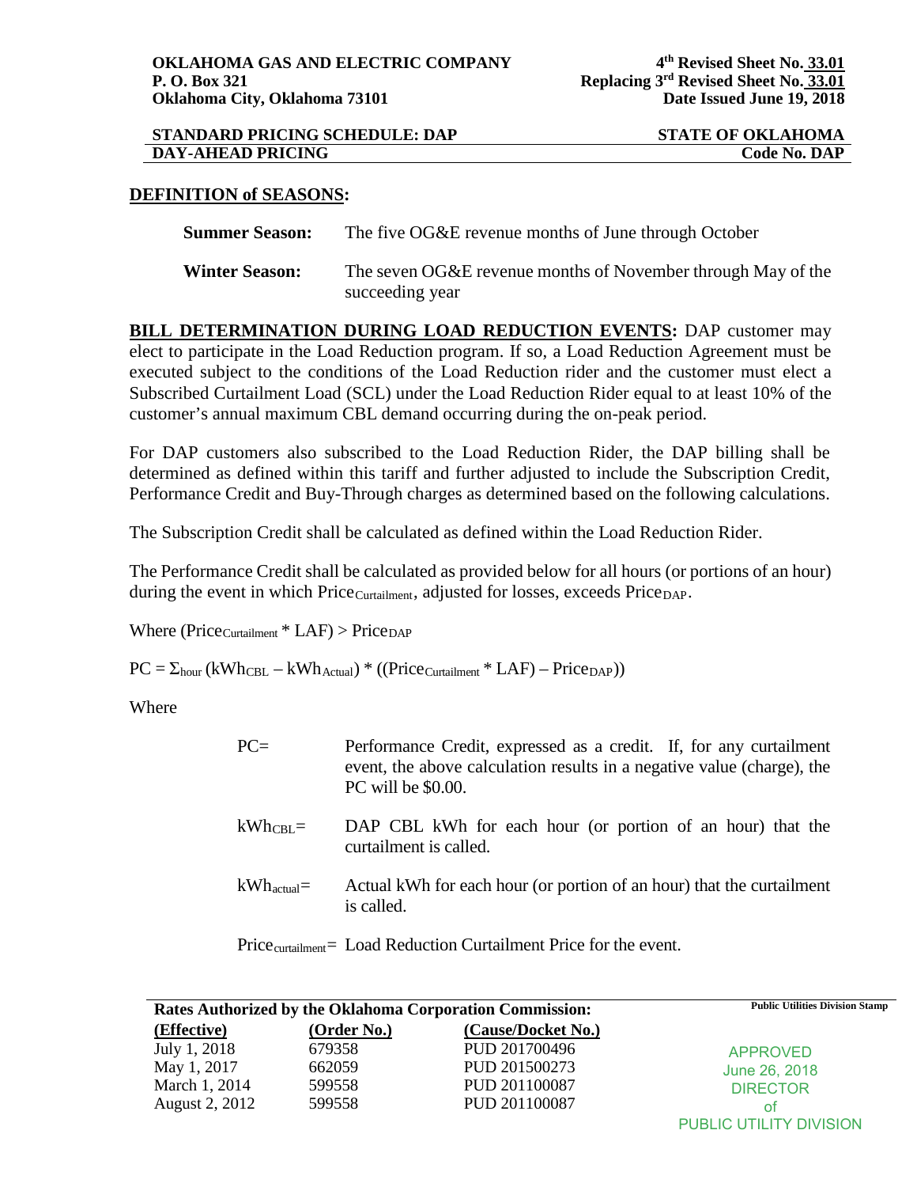**OKLAHOMA GAS AND ELECTRIC COMPANY**
**P. O. Box 321**
**Oklahoma City, Oklahoma 73101**

**4th Revised Sheet No. 33.01**
**Replacing 3rd Revised Sheet No. 33.01**
**Date Issued June 19, 2018**

**STANDARD PRICING SCHEDULE: DAP** — **STATE OF OKLAHOMA**
**DAY-AHEAD PRICING** — **Code No. DAP**

## DEFINITION of SEASONS:

**Summer Season:** The five OG&E revenue months of June through October

**Winter Season:** The seven OG&E revenue months of November through May of the succeeding year

**BILL DETERMINATION DURING LOAD REDUCTION EVENTS:** DAP customer may elect to participate in the Load Reduction program. If so, a Load Reduction Agreement must be executed subject to the conditions of the Load Reduction rider and the customer must elect a Subscribed Curtailment Load (SCL) under the Load Reduction Rider equal to at least 10% of the customer's annual maximum CBL demand occurring during the on-peak period.

For DAP customers also subscribed to the Load Reduction Rider, the DAP billing shall be determined as defined within this tariff and further adjusted to include the Subscription Credit, Performance Credit and Buy-Through charges as determined based on the following calculations.

The Subscription Credit shall be calculated as defined within the Load Reduction Rider.

The Performance Credit shall be calculated as provided below for all hours (or portions of an hour) during the event in which $Price_{Curtailment}$, adjusted for losses, exceeds $Price_{DAP}$.

Where $(Price_{Curtailment} * LAF) > Price_{DAP}$

$$PC = \Sigma_{hour} (kWh_{CBL} - kWh_{Actual}) * ((Price_{Curtailment} * LAF) - Price_{DAP}))$$

Where

$PC=$ Performance Credit, expressed as a credit. If, for any curtailment event, the above calculation results in a negative value (charge), the PC will be $0.00.

$kWh_{CBL}=$ DAP CBL kWh for each hour (or portion of an hour) that the curtailment is called.

$kWh_{actual}=$ Actual kWh for each hour (or portion of an hour) that the curtailment is called.

$Price_{curtailment}=$ Load Reduction Curtailment Price for the event.

| Rates Authorized by the Oklahoma Corporation Commission: | | |
|---|---|---|
| **(Effective)** | **(Order No.)** | **(Cause/Docket No.)** |
| July 1, 2018 | 679358 | PUD 201700496 |
| May 1, 2017 | 662059 | PUD 201500273 |
| March 1, 2014 | 599558 | PUD 201100087 |
| August 2, 2012 | 599558 | PUD 201100087 |

Public Utilities Division Stamp

APPROVED
June 26, 2018
DIRECTOR
of
PUBLIC UTILITY DIVISION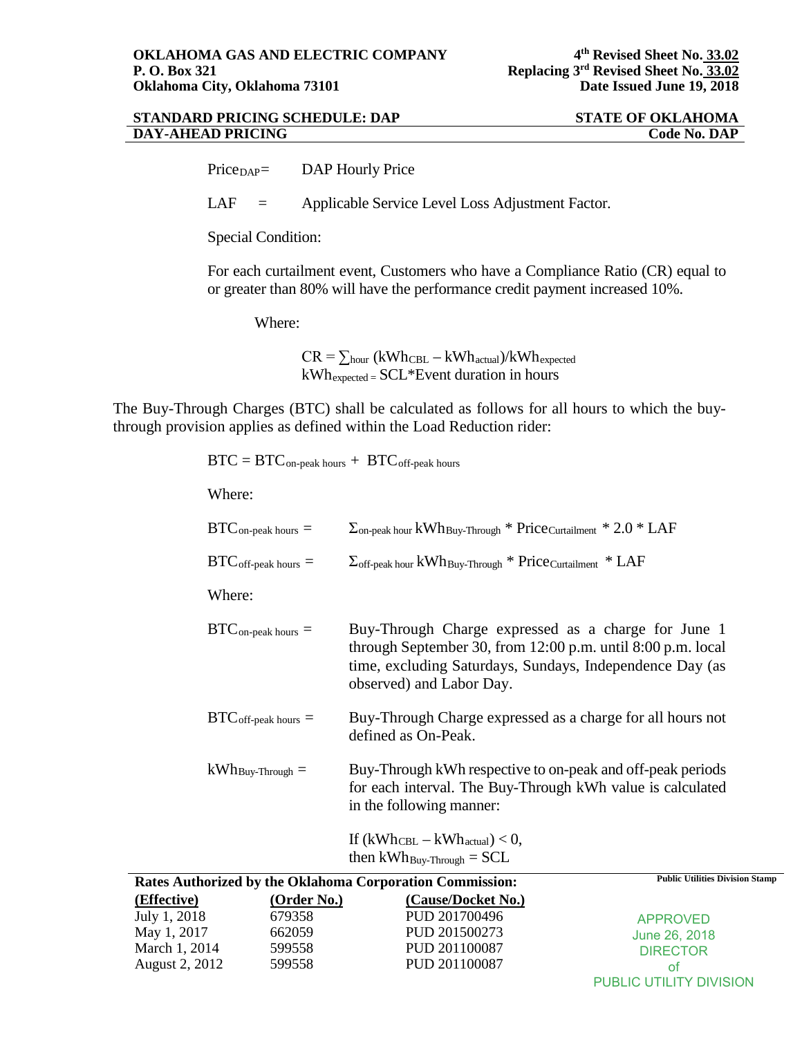**OKLAHOMA GAS AND ELECTRIC COMPANY**
**P. O. Box 321**
**Oklahoma City, Oklahoma 73101**

**4th Revised Sheet No. 33.02**
**Replacing 3rd Revised Sheet No. 33.02**
**Date Issued June 19, 2018**

**STANDARD PRICING SCHEDULE: DAP** — **STATE OF OKLAHOMA**
**DAY-AHEAD PRICING** — **Code No. DAP**

$Price_{DAP}$ = DAP Hourly Price

LAF = Applicable Service Level Loss Adjustment Factor.

Special Condition:

For each curtailment event, Customers who have a Compliance Ratio (CR) equal to or greater than 80% will have the performance credit payment increased 10%.

Where:

$$CR = \sum_{hour} (kWh_{CBL} - kWh_{actual})/kWh_{expected}$$

$$kWh_{expected} = SCL * \text{Event duration in hours}$$

The Buy-Through Charges (BTC) shall be calculated as follows for all hours to which the buy-through provision applies as defined within the Load Reduction rider:

$$BTC = BTC_{\text{on-peak hours}} + BTC_{\text{off-peak hours}}$$

Where:

$$BTC_{\text{on-peak hours}} = \Sigma_{\text{on-peak hour}}\, kWh_{\text{Buy-Through}} * Price_{\text{Curtailment}} * 2.0 * LAF$$

$$BTC_{\text{off-peak hours}} = \Sigma_{\text{off-peak hour}}\, kWh_{\text{Buy-Through}} * Price_{\text{Curtailment}} * LAF$$

Where:

$BTC_{\text{on-peak hours}}$ = Buy-Through Charge expressed as a charge for June 1 through September 30, from 12:00 p.m. until 8:00 p.m. local time, excluding Saturdays, Sundays, Independence Day (as observed) and Labor Day.

$BTC_{\text{off-peak hours}}$ = Buy-Through Charge expressed as a charge for all hours not defined as On-Peak.

$kWh_{\text{Buy-Through}}$ = Buy-Through kWh respective to on-peak and off-peak periods for each interval. The Buy-Through kWh value is calculated in the following manner:

If $(kWh_{CBL} - kWh_{actual}) < 0$,
then $kWh_{\text{Buy-Through}} = SCL$

**Rates Authorized by the Oklahoma Corporation Commission:**

| (Effective) | (Order No.) | (Cause/Docket No.) |
|---|---|---|
| July 1, 2018 | 679358 | PUD 201700496 |
| May 1, 2017 | 662059 | PUD 201500273 |
| March 1, 2014 | 599558 | PUD 201100087 |
| August 2, 2012 | 599558 | PUD 201100087 |

Public Utilities Division Stamp

APPROVED
June 26, 2018
DIRECTOR
of
PUBLIC UTILITY DIVISION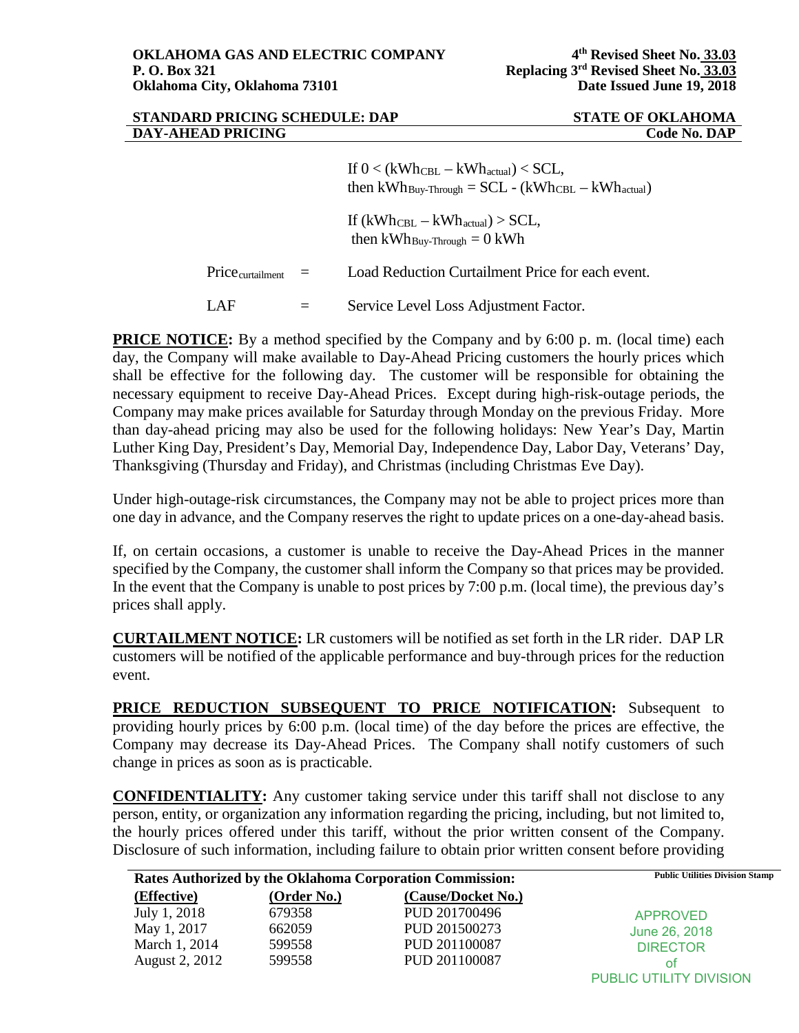If $0 < (kWh_{CBL} – kWh_{actual}) < SCL$,
then $kWh_{Buy\text{-}Through} = SCL - (kWh_{CBL} – kWh_{actual})$

If $(kWh_{CBL} – kWh_{actual}) > SCL$,
then $kWh_{Buy\text{-}Through} = 0$ kWh

$Price_{curtailment}$ = Load Reduction Curtailment Price for each event.

LAF = Service Level Loss Adjustment Factor.

**PRICE NOTICE:** By a method specified by the Company and by 6:00 p. m. (local time) each day, the Company will make available to Day-Ahead Pricing customers the hourly prices which shall be effective for the following day. The customer will be responsible for obtaining the necessary equipment to receive Day-Ahead Prices. Except during high-risk-outage periods, the Company may make prices available for Saturday through Monday on the previous Friday. More than day-ahead pricing may also be used for the following holidays: New Year's Day, Martin Luther King Day, President's Day, Memorial Day, Independence Day, Labor Day, Veterans' Day, Thanksgiving (Thursday and Friday), and Christmas (including Christmas Eve Day).

Under high-outage-risk circumstances, the Company may not be able to project prices more than one day in advance, and the Company reserves the right to update prices on a one-day-ahead basis.

If, on certain occasions, a customer is unable to receive the Day-Ahead Prices in the manner specified by the Company, the customer shall inform the Company so that prices may be provided. In the event that the Company is unable to post prices by 7:00 p.m. (local time), the previous day's prices shall apply.

**CURTAILMENT NOTICE:** LR customers will be notified as set forth in the LR rider. DAP LR customers will be notified of the applicable performance and buy-through prices for the reduction event.

**PRICE REDUCTION SUBSEQUENT TO PRICE NOTIFICATION:** Subsequent to providing hourly prices by 6:00 p.m. (local time) of the day before the prices are effective, the Company may decrease its Day-Ahead Prices. The Company shall notify customers of such change in prices as soon as is practicable.

**CONFIDENTIALITY:** Any customer taking service under this tariff shall not disclose to any person, entity, or organization any information regarding the pricing, including, but not limited to, the hourly prices offered under this tariff, without the prior written consent of the Company. Disclosure of such information, including failure to obtain prior written consent before providing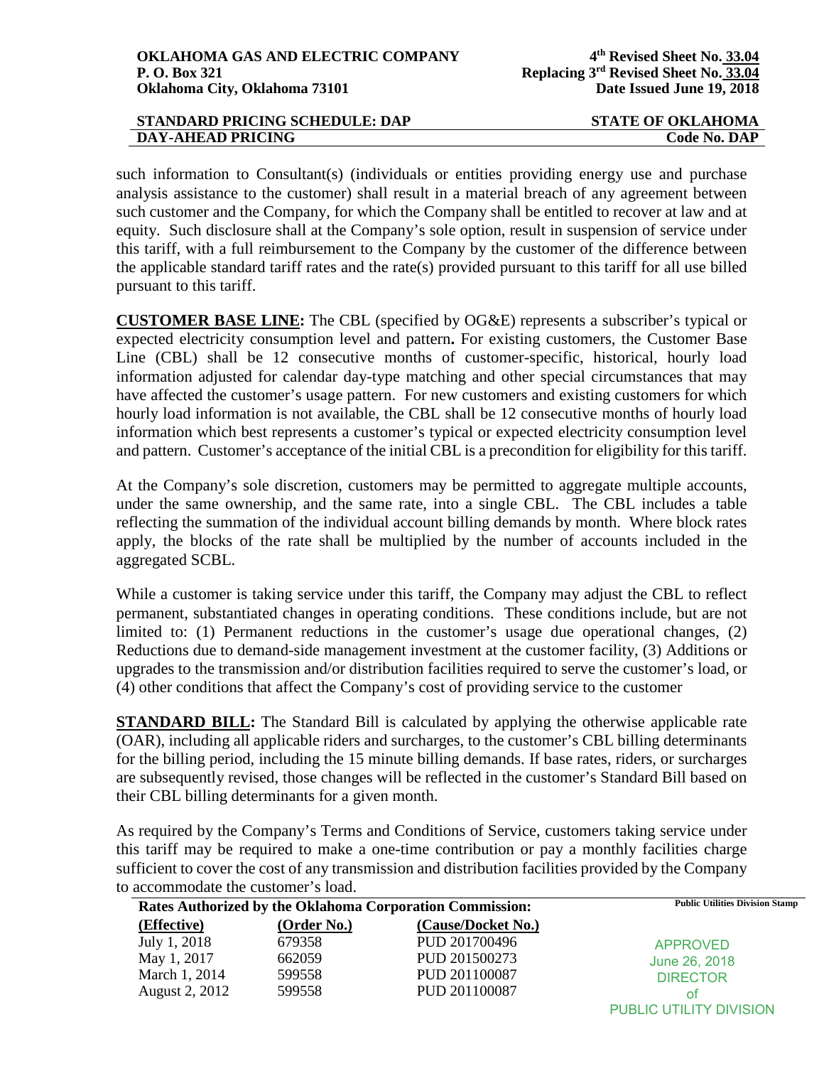such information to Consultant(s) (individuals or entities providing energy use and purchase analysis assistance to the customer) shall result in a material breach of any agreement between such customer and the Company, for which the Company shall be entitled to recover at law and at equity. Such disclosure shall at the Company's sole option, result in suspension of service under this tariff, with a full reimbursement to the Company by the customer of the difference between the applicable standard tariff rates and the rate(s) provided pursuant to this tariff for all use billed pursuant to this tariff.

**CUSTOMER BASE LINE:** The CBL (specified by OG&E) represents a subscriber's typical or expected electricity consumption level and pattern**.** For existing customers, the Customer Base Line (CBL) shall be 12 consecutive months of customer-specific, historical, hourly load information adjusted for calendar day-type matching and other special circumstances that may have affected the customer's usage pattern. For new customers and existing customers for which hourly load information is not available, the CBL shall be 12 consecutive months of hourly load information which best represents a customer's typical or expected electricity consumption level and pattern. Customer's acceptance of the initial CBL is a precondition for eligibility for this tariff.

At the Company's sole discretion, customers may be permitted to aggregate multiple accounts, under the same ownership, and the same rate, into a single CBL. The CBL includes a table reflecting the summation of the individual account billing demands by month. Where block rates apply, the blocks of the rate shall be multiplied by the number of accounts included in the aggregated SCBL.

While a customer is taking service under this tariff, the Company may adjust the CBL to reflect permanent, substantiated changes in operating conditions. These conditions include, but are not limited to: (1) Permanent reductions in the customer's usage due operational changes, (2) Reductions due to demand-side management investment at the customer facility, (3) Additions or upgrades to the transmission and/or distribution facilities required to serve the customer's load, or (4) other conditions that affect the Company's cost of providing service to the customer

**STANDARD BILL:** The Standard Bill is calculated by applying the otherwise applicable rate (OAR), including all applicable riders and surcharges, to the customer's CBL billing determinants for the billing period, including the 15 minute billing demands. If base rates, riders, or surcharges are subsequently revised, those changes will be reflected in the customer's Standard Bill based on their CBL billing determinants for a given month.

As required by the Company's Terms and Conditions of Service, customers taking service under this tariff may be required to make a one-time contribution or pay a monthly facilities charge sufficient to cover the cost of any transmission and distribution facilities provided by the Company to accommodate the customer's load.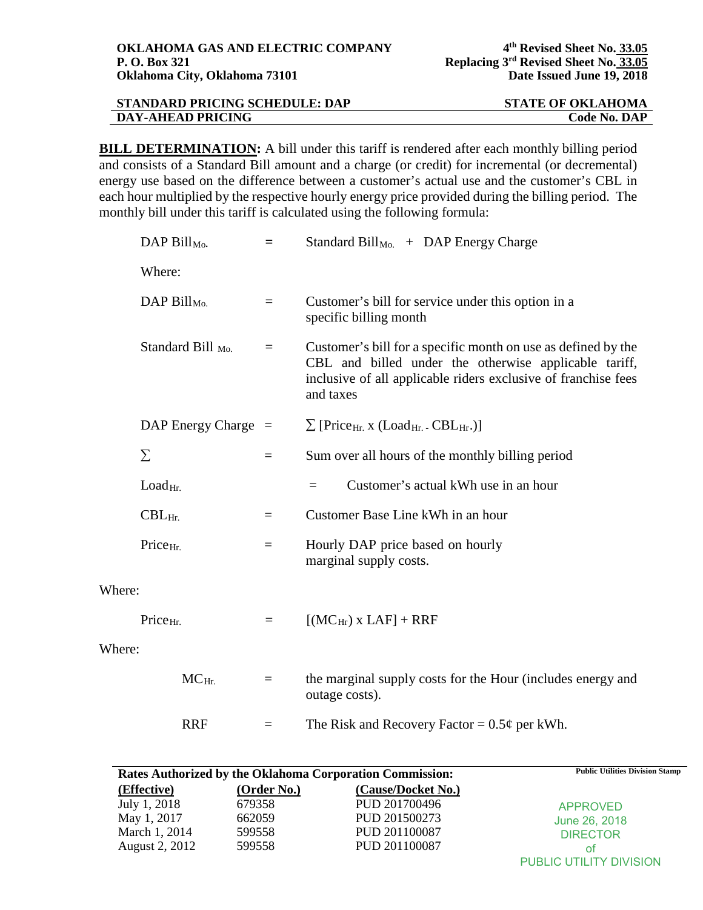**BILL DETERMINATION:** A bill under this tariff is rendered after each monthly billing period and consists of a Standard Bill amount and a charge (or credit) for incremental (or decremental) energy use based on the difference between a customer's actual use and the customer's CBL in each hour multiplied by the respective hourly energy price provided during the billing period. The monthly bill under this tariff is calculated using the following formula:

$$\text{DAP Bill}_{Mo.} = \text{Standard Bill}_{Mo.} + \text{DAP Energy Charge}$$

Where:

| | | |
|---|---|---|
| $\text{DAP Bill}_{Mo.}$ | = | Customer's bill for service under this option in a specific billing month |
| $\text{Standard Bill}_{Mo.}$ | = | Customer's bill for a specific month on use as defined by the CBL and billed under the otherwise applicable tariff, inclusive of all applicable riders exclusive of franchise fees and taxes |
| DAP Energy Charge | = | $\sum [\text{Price}_{Hr.} \times (\text{Load}_{Hr.} - \text{CBL}_{Hr.})]$ |
| $\sum$ | = | Sum over all hours of the monthly billing period |
| $\text{Load}_{Hr.}$ | = | Customer's actual kWh use in an hour |
| $\text{CBL}_{Hr.}$ | = | Customer Base Line kWh in an hour |
| $\text{Price}_{Hr.}$ | = | Hourly DAP price based on hourly marginal supply costs. |

Where:

$$\text{Price}_{Hr.} = [(\text{MC}_{Hr}) \times \text{LAF}] + \text{RRF}$$

Where:

| | | |
|---|---|---|
| $\text{MC}_{Hr.}$ | = | the marginal supply costs for the Hour (includes energy and outage costs). |
| RRF | = | The Risk and Recovery Factor = 0.5¢ per kWh. |

**Rates Authorized by the Oklahoma Corporation Commission:**

| (Effective) | (Order No.) | (Cause/Docket No.) |
|---|---|---|
| July 1, 2018 | 679358 | PUD 201700496 |
| May 1, 2017 | 662059 | PUD 201500273 |
| March 1, 2014 | 599558 | PUD 201100087 |
| August 2, 2012 | 599558 | PUD 201100087 |

Public Utilities Division Stamp

APPROVED
June 26, 2018
DIRECTOR
of
PUBLIC UTILITY DIVISION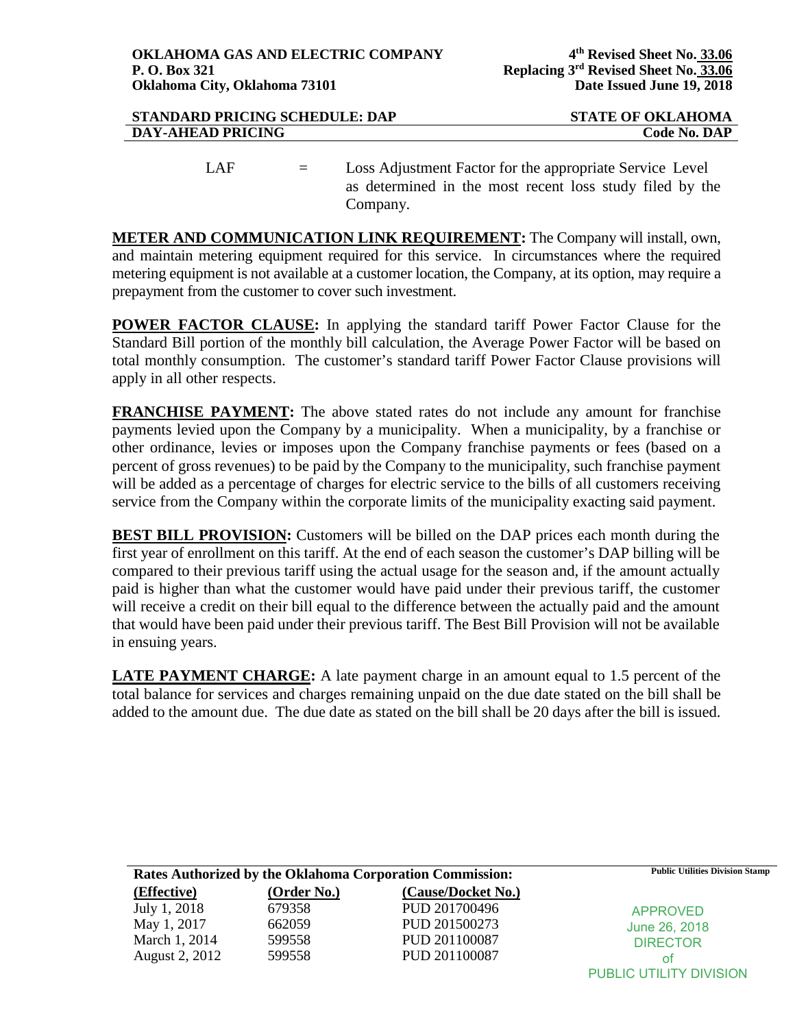LAF = Loss Adjustment Factor for the appropriate Service Level as determined in the most recent loss study filed by the Company.

**METER AND COMMUNICATION LINK REQUIREMENT:** The Company will install, own, and maintain metering equipment required for this service. In circumstances where the required metering equipment is not available at a customer location, the Company, at its option, may require a prepayment from the customer to cover such investment.

**POWER FACTOR CLAUSE:** In applying the standard tariff Power Factor Clause for the Standard Bill portion of the monthly bill calculation, the Average Power Factor will be based on total monthly consumption. The customer's standard tariff Power Factor Clause provisions will apply in all other respects.

**FRANCHISE PAYMENT:** The above stated rates do not include any amount for franchise payments levied upon the Company by a municipality. When a municipality, by a franchise or other ordinance, levies or imposes upon the Company franchise payments or fees (based on a percent of gross revenues) to be paid by the Company to the municipality, such franchise payment will be added as a percentage of charges for electric service to the bills of all customers receiving service from the Company within the corporate limits of the municipality exacting said payment.

**BEST BILL PROVISION:** Customers will be billed on the DAP prices each month during the first year of enrollment on this tariff. At the end of each season the customer's DAP billing will be compared to their previous tariff using the actual usage for the season and, if the amount actually paid is higher than what the customer would have paid under their previous tariff, the customer will receive a credit on their bill equal to the difference between the actually paid and the amount that would have been paid under their previous tariff. The Best Bill Provision will not be available in ensuing years.

**LATE PAYMENT CHARGE:** A late payment charge in an amount equal to 1.5 percent of the total balance for services and charges remaining unpaid on the due date stated on the bill shall be added to the amount due. The due date as stated on the bill shall be 20 days after the bill is issued.

**Rates Authorized by the Oklahoma Corporation Commission:**

| (Effective) | (Order No.) | (Cause/Docket No.) |
|---|---|---|
| July 1, 2018 | 679358 | PUD 201700496 |
| May 1, 2017 | 662059 | PUD 201500273 |
| March 1, 2014 | 599558 | PUD 201100087 |
| August 2, 2012 | 599558 | PUD 201100087 |

Public Utilities Division Stamp

APPROVED
June 26, 2018
DIRECTOR
of
PUBLIC UTILITY DIVISION